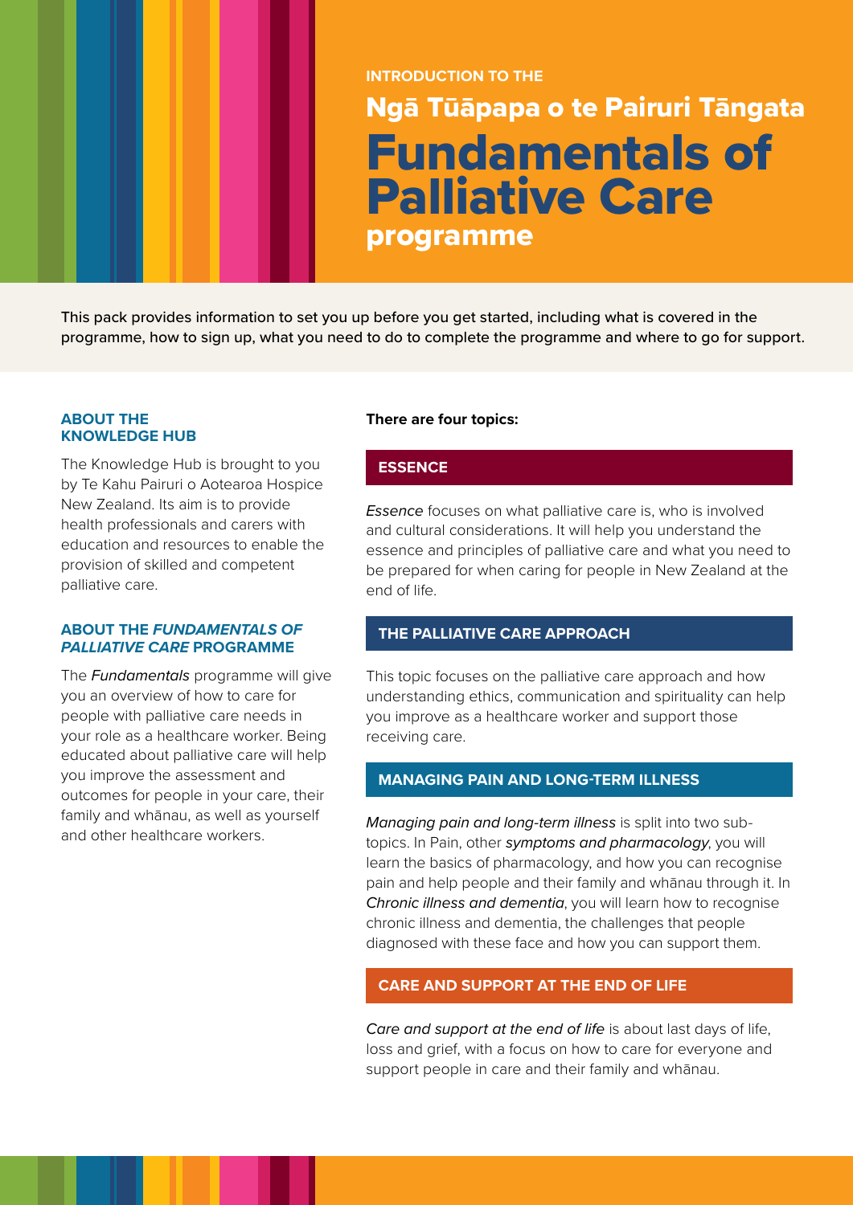INTRODUCTION TO THE

# Ngā Tūāpapa o te Pairuri Tāngata
# Fundamentals of Palliative Care programme

This pack provides information to set you up before you get started, including what is covered in the programme, how to sign up, what you need to do to complete the programme and where to go for support.

## ABOUT THE KNOWLEDGE HUB

The Knowledge Hub is brought to you by Te Kahu Pairuri o Aotearoa Hospice New Zealand. Its aim is to provide health professionals and carers with education and resources to enable the provision of skilled and competent palliative care.

## ABOUT THE *FUNDAMENTALS OF PALLIATIVE CARE* PROGRAMME

The *Fundamentals* programme will give you an overview of how to care for people with palliative care needs in your role as a healthcare worker. Being educated about palliative care will help you improve the assessment and outcomes for people in your care, their family and whānau, as well as yourself and other healthcare workers.

**There are four topics:**

### ESSENCE

*Essence* focuses on what palliative care is, who is involved and cultural considerations. It will help you understand the essence and principles of palliative care and what you need to be prepared for when caring for people in New Zealand at the end of life.

### THE PALLIATIVE CARE APPROACH

This topic focuses on the palliative care approach and how understanding ethics, communication and spirituality can help you improve as a healthcare worker and support those receiving care.

### MANAGING PAIN AND LONG-TERM ILLNESS

*Managing pain and long-term illness* is split into two sub-topics. In Pain, other *symptoms and pharmacology*, you will learn the basics of pharmacology, and how you can recognise pain and help people and their family and whānau through it. In *Chronic illness and dementia*, you will learn how to recognise chronic illness and dementia, the challenges that people diagnosed with these face and how you can support them.

### CARE AND SUPPORT AT THE END OF LIFE

*Care and support at the end of life* is about last days of life, loss and grief, with a focus on how to care for everyone and support people in care and their family and whānau.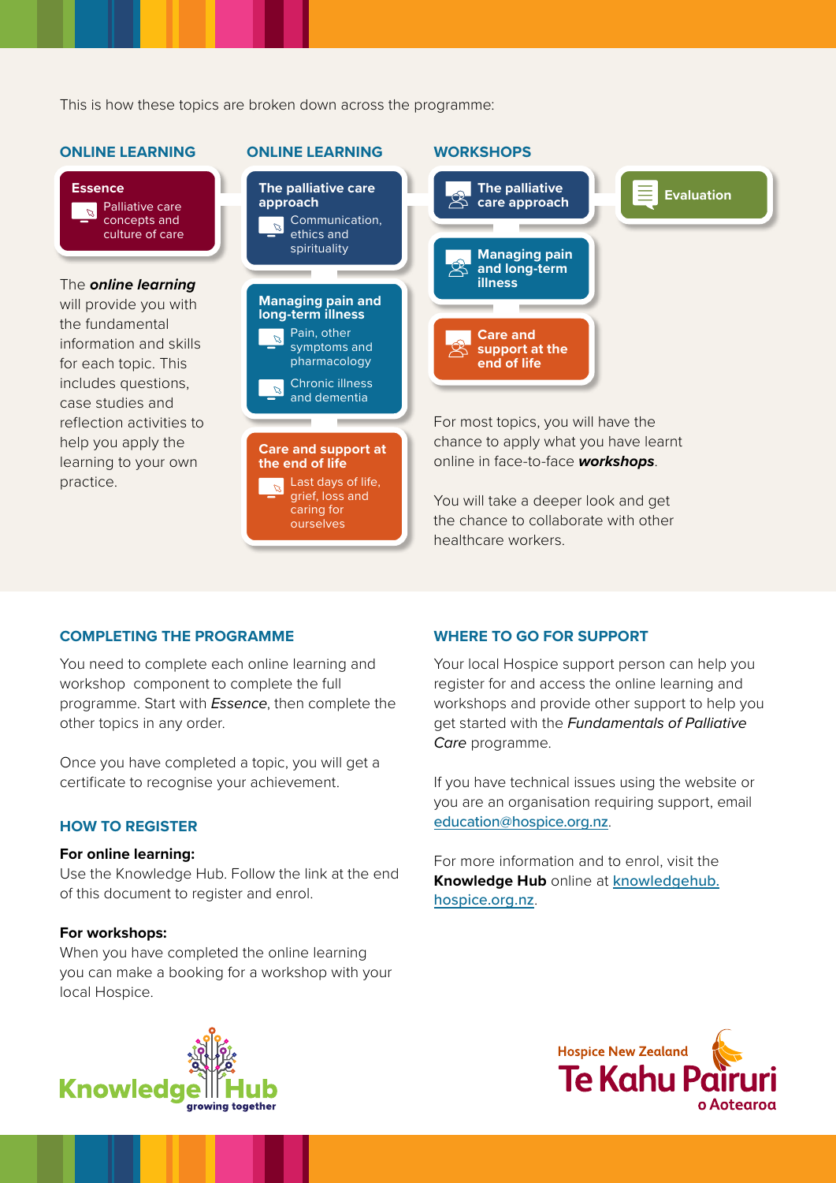This is how these topics are broken down across the programme:

### ONLINE LEARNING

**Essence**
- Palliative care concepts and culture of care

The ***online learning*** will provide you with the fundamental information and skills for each topic. This includes questions, case studies and reflection activities to help you apply the learning to your own practice.

### ONLINE LEARNING

**The palliative care approach**
- Communication, ethics and spirituality

**Managing pain and long-term illness**
- Pain, other symptoms and pharmacology
- Chronic illness and dementia

**Care and support at the end of life**
- Last days of life, grief, loss and caring for ourselves

### WORKSHOPS

**The palliative care approach**

**Managing pain and long-term illness**

**Care and support at the end of life**

**Evaluation**

For most topics, you will have the chance to apply what you have learnt online in face-to-face ***workshops***.

You will take a deeper look and get the chance to collaborate with other healthcare workers.

## COMPLETING THE PROGRAMME

You need to complete each online learning and workshop component to complete the full programme. Start with *Essence*, then complete the other topics in any order.

Once you have completed a topic, you will get a certificate to recognise your achievement.

## HOW TO REGISTER

**For online learning:**
Use the Knowledge Hub. Follow the link at the end of this document to register and enrol.

**For workshops:**
When you have completed the online learning you can make a booking for a workshop with your local Hospice.

## WHERE TO GO FOR SUPPORT

Your local Hospice support person can help you register for and access the online learning and workshops and provide other support to help you get started with the *Fundamentals of Palliative Care* programme.

If you have technical issues using the website or you are an organisation requiring support, email education@hospice.org.nz.

For more information and to enrol, visit the **Knowledge Hub** online at knowledgehub.hospice.org.nz.

Knowledge Hub growing together

Hospice New Zealand Te Kahu Pairuri o Aotearoa